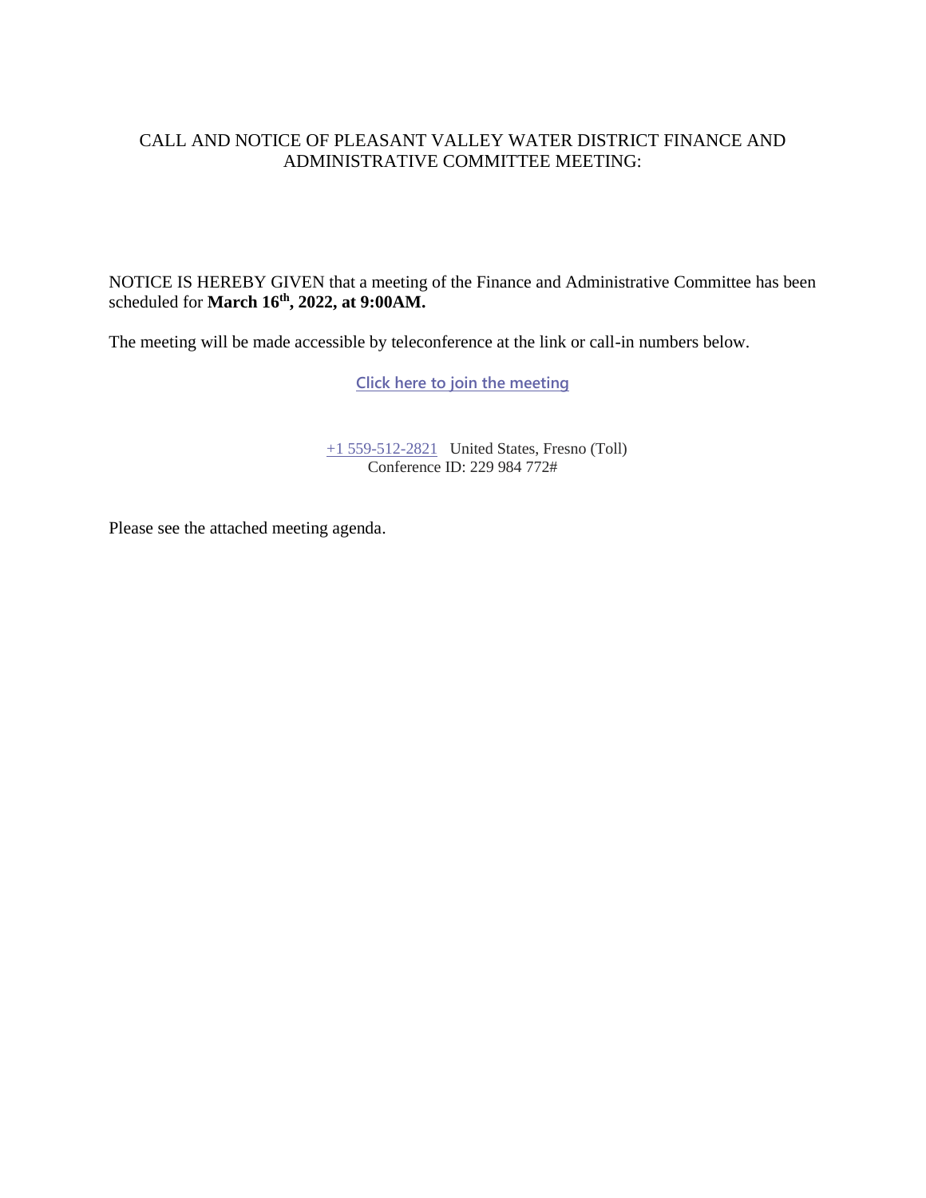# CALL AND NOTICE OF PLEASANT VALLEY WATER DISTRICT FINANCE AND ADMINISTRATIVE COMMITTEE MEETING:

NOTICE IS HEREBY GIVEN that a meeting of the Finance and Administrative Committee has been scheduled for **March 16th, 2022, at 9:00AM.**

The meeting will be made accessible by teleconference at the link or call-in numbers below.

Click here to join the meeting

+1 559-512-2821 United States, Fresno (Toll)
Conference ID: 229 984 772#

Please see the attached meeting agenda.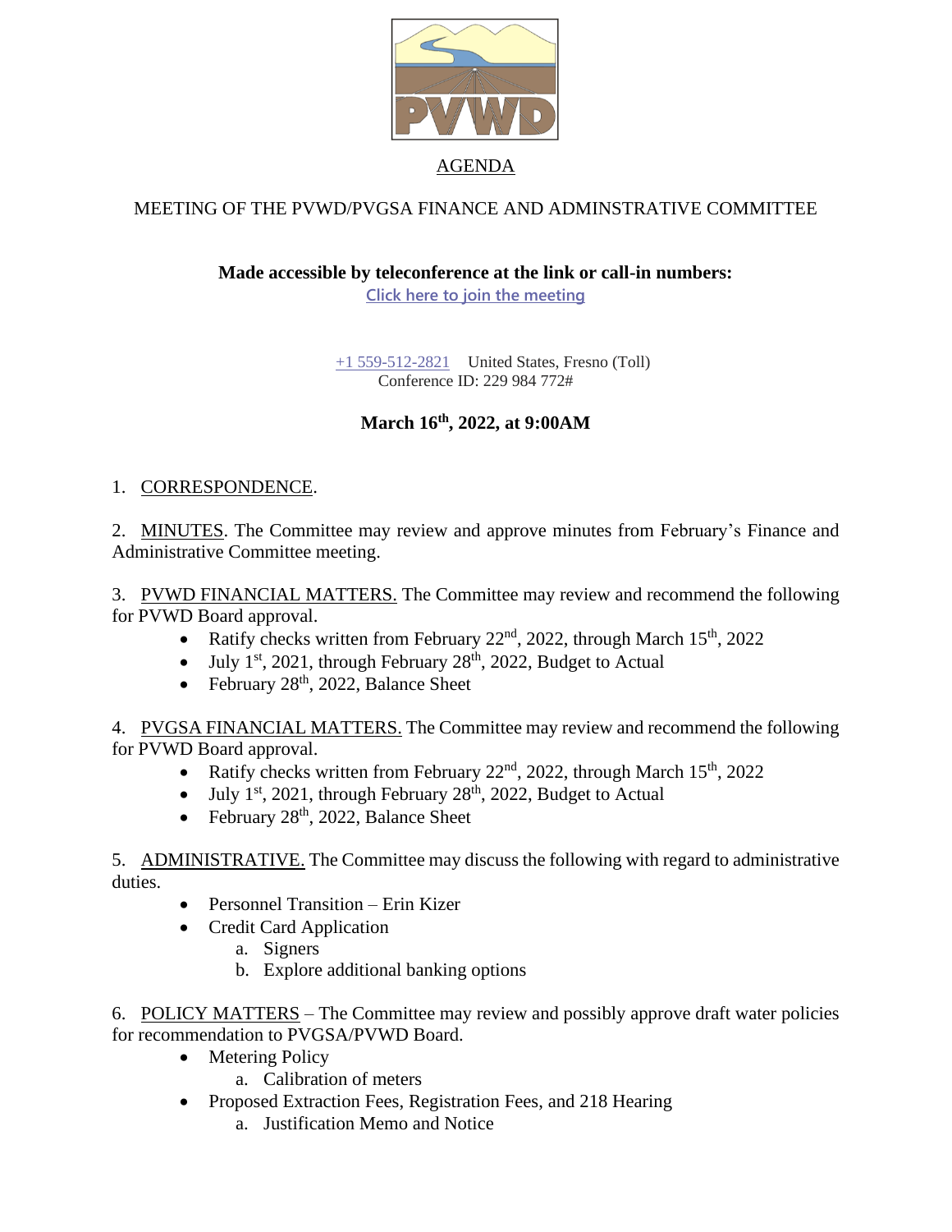AGENDA

MEETING OF THE PVWD/PVGSA FINANCE AND ADMINSTRATIVE COMMITTEE

**Made accessible by teleconference at the link or call-in numbers:**

[Click here to join the meeting](#)

[+1 559-512-2821](#) United States, Fresno (Toll)
Conference ID: 229 984 772#

**March 16th, 2022, at 9:00AM**

1. CORRESPONDENCE.

2. MINUTES. The Committee may review and approve minutes from February's Finance and Administrative Committee meeting.

3. PVWD FINANCIAL MATTERS. The Committee may review and recommend the following for PVWD Board approval.
   - Ratify checks written from February 22nd, 2022, through March 15th, 2022
   - July 1st, 2021, through February 28th, 2022, Budget to Actual
   - February 28th, 2022, Balance Sheet

4. PVGSA FINANCIAL MATTERS. The Committee may review and recommend the following for PVWD Board approval.
   - Ratify checks written from February 22nd, 2022, through March 15th, 2022
   - July 1st, 2021, through February 28th, 2022, Budget to Actual
   - February 28th, 2022, Balance Sheet

5. ADMINISTRATIVE. The Committee may discuss the following with regard to administrative duties.
   - Personnel Transition – Erin Kizer
   - Credit Card Application
     a. Signers
     b. Explore additional banking options

6. POLICY MATTERS – The Committee may review and possibly approve draft water policies for recommendation to PVGSA/PVWD Board.
   - Metering Policy
     a. Calibration of meters
   - Proposed Extraction Fees, Registration Fees, and 218 Hearing
     a. Justification Memo and Notice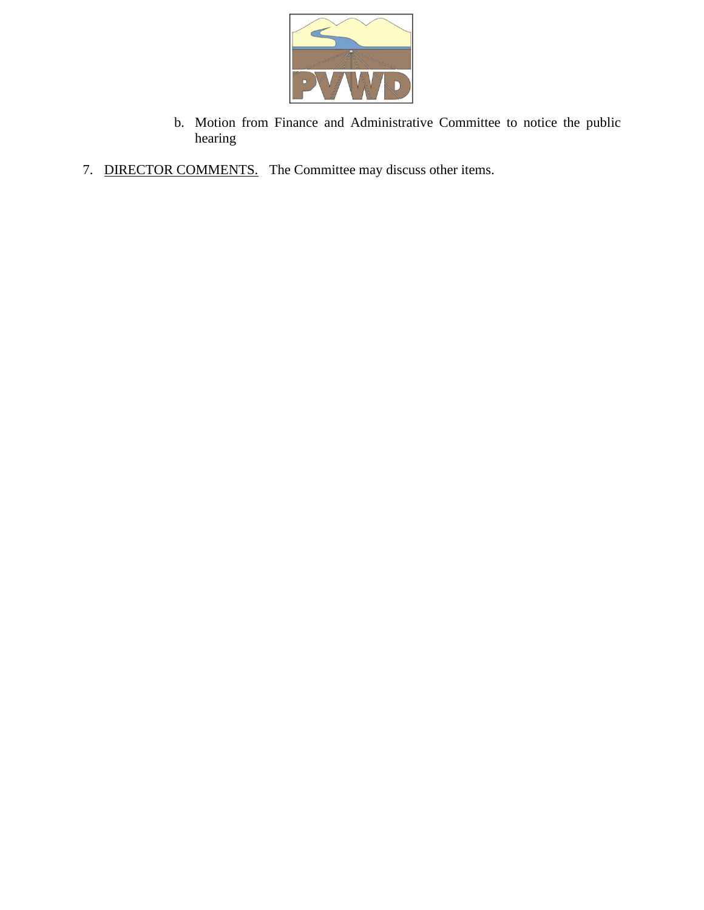b. Motion from Finance and Administrative Committee to notice the public hearing

7. DIRECTOR COMMENTS. The Committee may discuss other items.